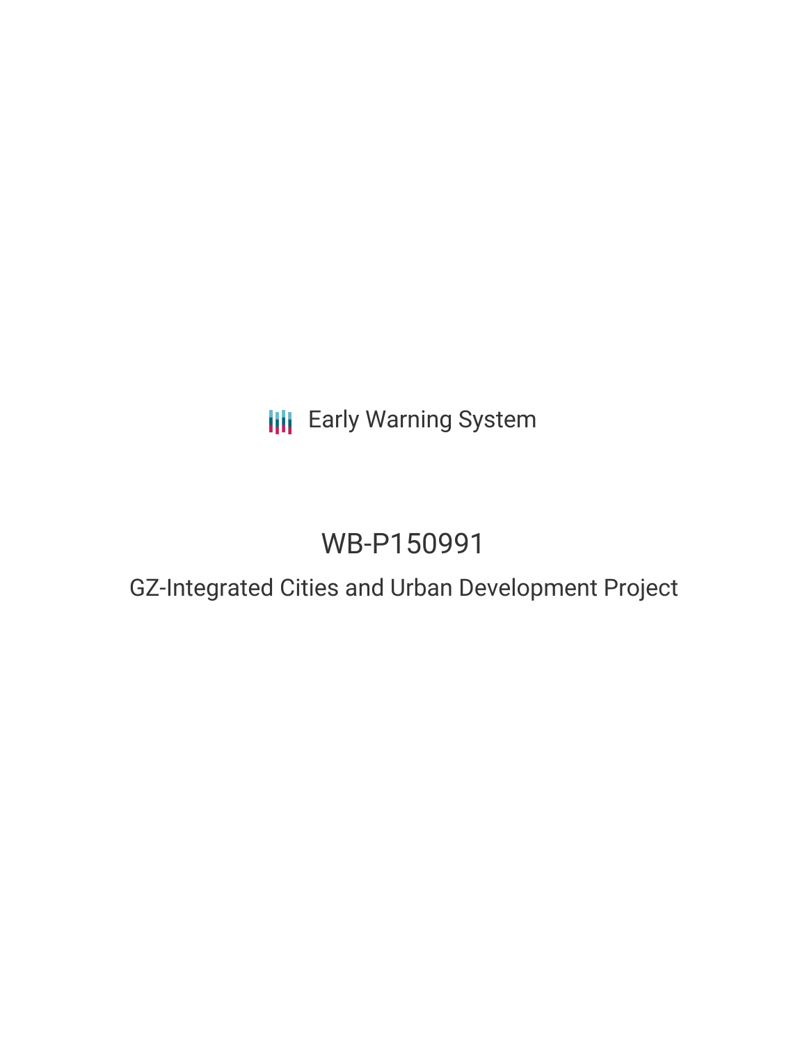Early Warning System

# WB-P150991

## GZ-Integrated Cities and Urban Development Project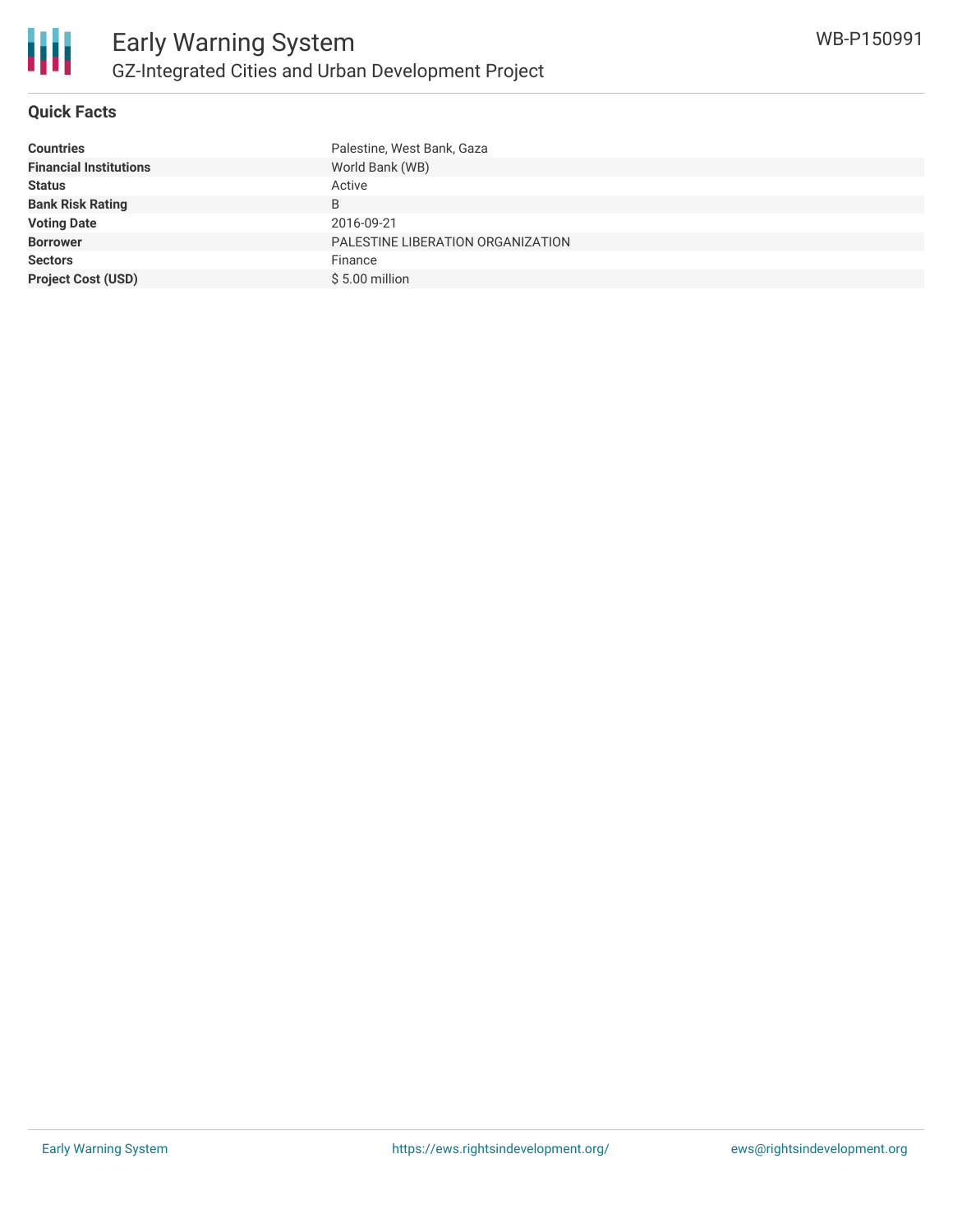# Early Warning System

## GZ-Integrated Cities and Urban Development Project

WB-P150991

### Quick Facts

| | |
|---|---|
| **Countries** | Palestine, West Bank, Gaza |
| **Financial Institutions** | World Bank (WB) |
| **Status** | Active |
| **Bank Risk Rating** | B |
| **Voting Date** | 2016-09-21 |
| **Borrower** | PALESTINE LIBERATION ORGANIZATION |
| **Sectors** | Finance |
| **Project Cost (USD)** | $ 5.00 million |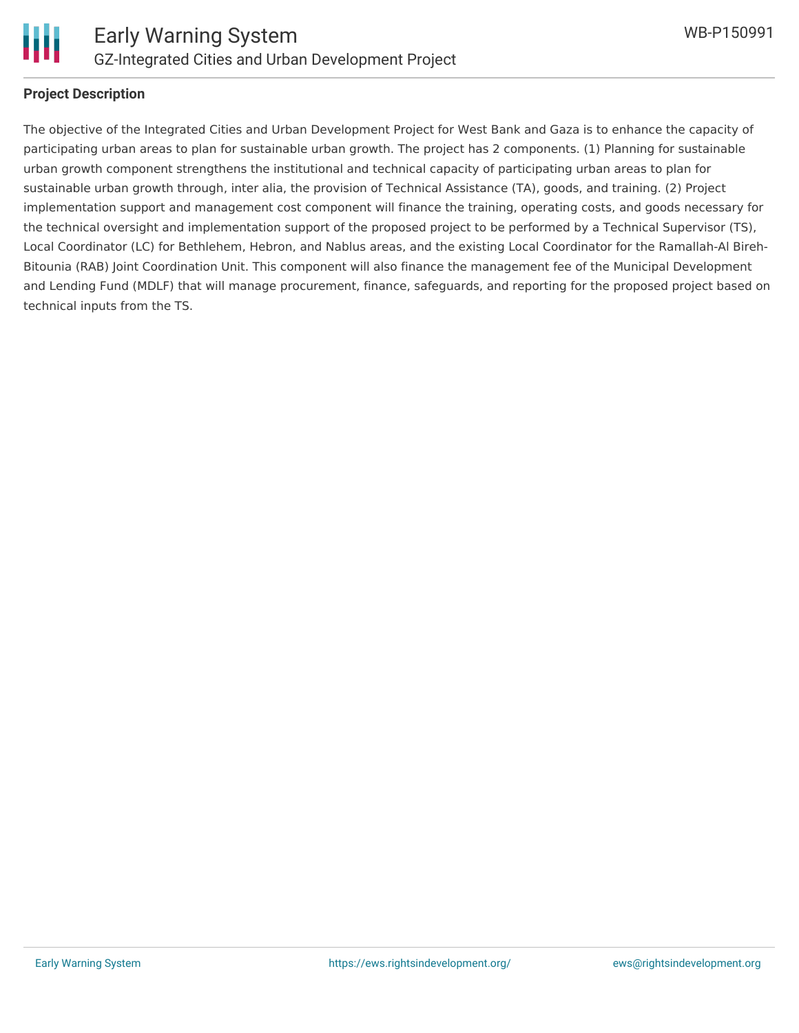## Project Description

The objective of the Integrated Cities and Urban Development Project for West Bank and Gaza is to enhance the capacity of participating urban areas to plan for sustainable urban growth. The project has 2 components. (1) Planning for sustainable urban growth component strengthens the institutional and technical capacity of participating urban areas to plan for sustainable urban growth through, inter alia, the provision of Technical Assistance (TA), goods, and training. (2) Project implementation support and management cost component will finance the training, operating costs, and goods necessary for the technical oversight and implementation support of the proposed project to be performed by a Technical Supervisor (TS), Local Coordinator (LC) for Bethlehem, Hebron, and Nablus areas, and the existing Local Coordinator for the Ramallah-Al Bireh-Bitounia (RAB) Joint Coordination Unit. This component will also finance the management fee of the Municipal Development and Lending Fund (MDLF) that will manage procurement, finance, safeguards, and reporting for the proposed project based on technical inputs from the TS.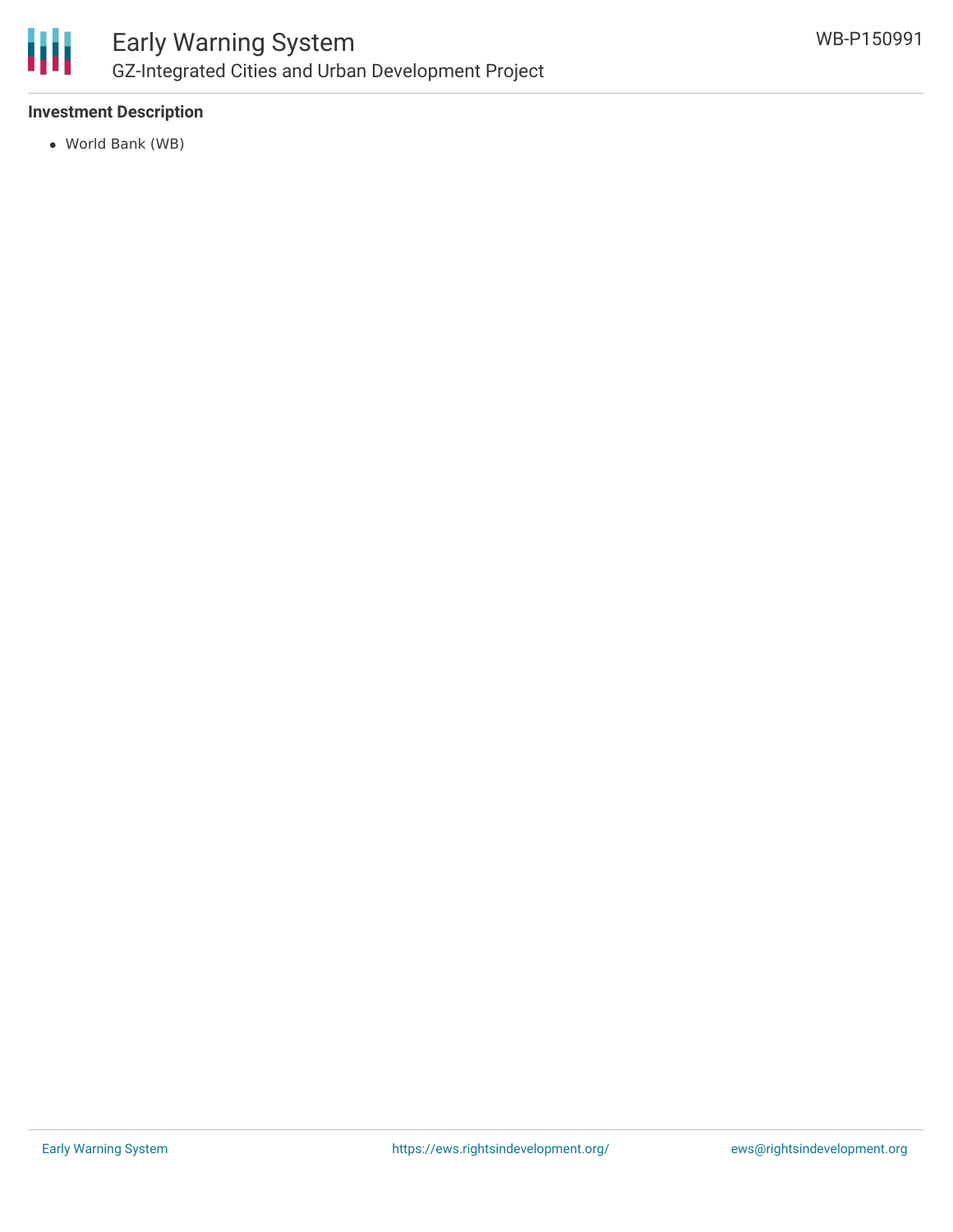### Investment Description

- World Bank (WB)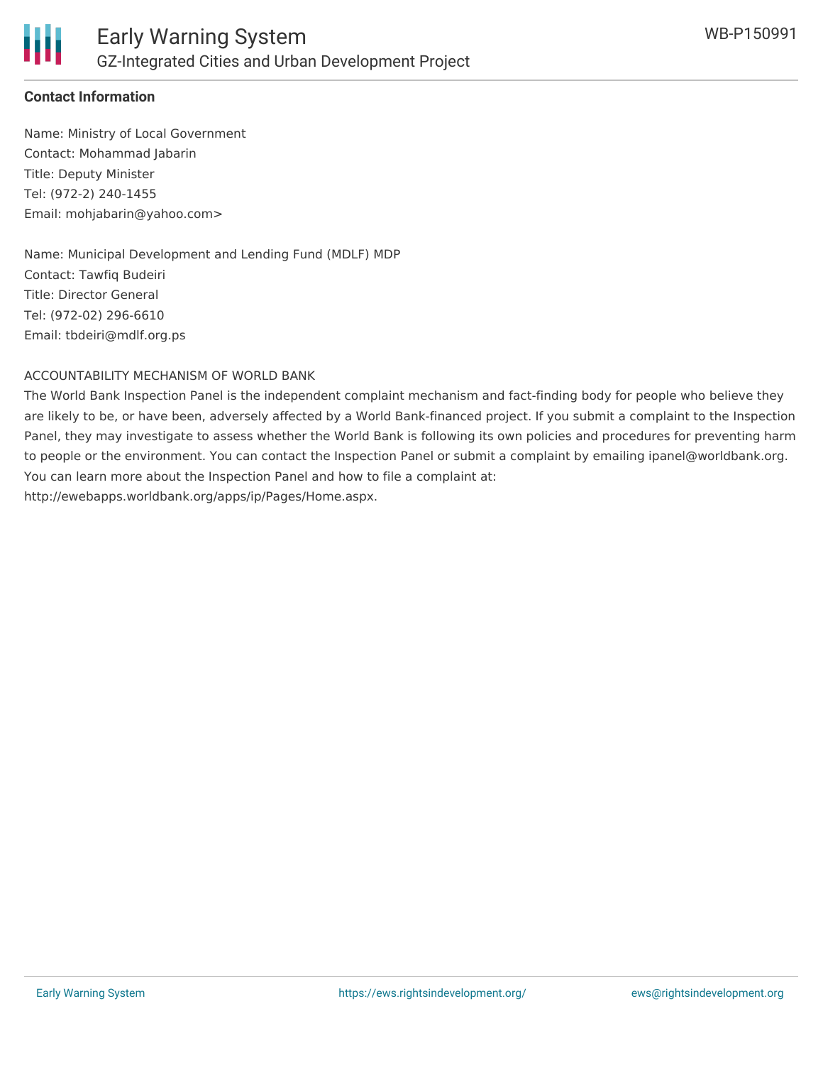**Contact Information**

Name: Ministry of Local Government
Contact: Mohammad Jabarin
Title: Deputy Minister
Tel: (972-2) 240-1455
Email: mohjabarin@yahoo.com>

Name: Municipal Development and Lending Fund (MDLF) MDP
Contact: Tawfiq Budeiri
Title: Director General
Tel: (972-02) 296-6610
Email: tbdeiri@mdlf.org.ps

ACCOUNTABILITY MECHANISM OF WORLD BANK

The World Bank Inspection Panel is the independent complaint mechanism and fact-finding body for people who believe they are likely to be, or have been, adversely affected by a World Bank-financed project. If you submit a complaint to the Inspection Panel, they may investigate to assess whether the World Bank is following its own policies and procedures for preventing harm to people or the environment. You can contact the Inspection Panel or submit a complaint by emailing ipanel@worldbank.org. You can learn more about the Inspection Panel and how to file a complaint at: http://ewebapps.worldbank.org/apps/ip/Pages/Home.aspx.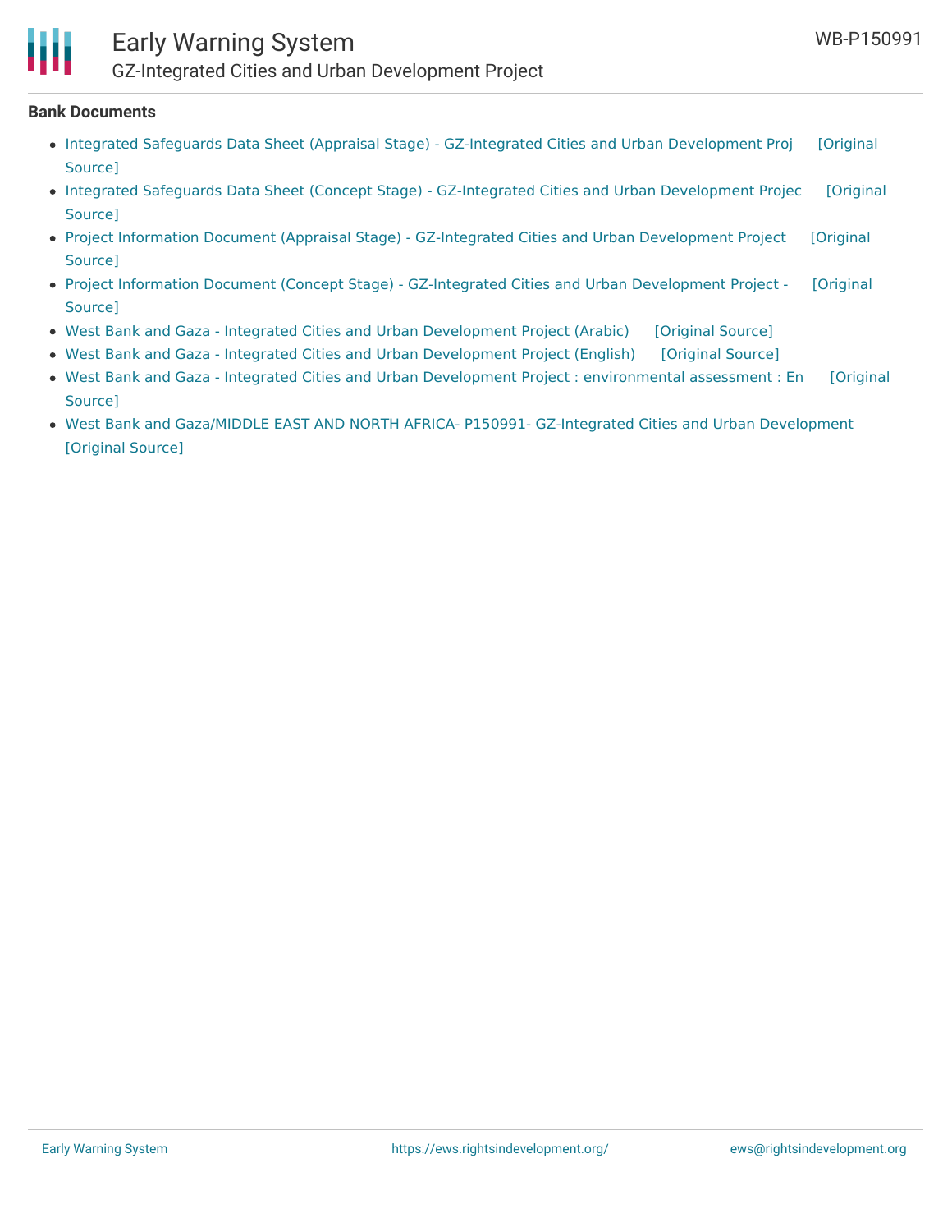**Bank Documents**

- Integrated Safeguards Data Sheet (Appraisal Stage) - GZ-Integrated Cities and Urban Development Proj [Original Source]
- Integrated Safeguards Data Sheet (Concept Stage) - GZ-Integrated Cities and Urban Development Projec [Original Source]
- Project Information Document (Appraisal Stage) - GZ-Integrated Cities and Urban Development Project [Original Source]
- Project Information Document (Concept Stage) - GZ-Integrated Cities and Urban Development Project - [Original Source]
- West Bank and Gaza - Integrated Cities and Urban Development Project (Arabic) [Original Source]
- West Bank and Gaza - Integrated Cities and Urban Development Project (English) [Original Source]
- West Bank and Gaza - Integrated Cities and Urban Development Project : environmental assessment : En [Original Source]
- West Bank and Gaza/MIDDLE EAST AND NORTH AFRICA- P150991- GZ-Integrated Cities and Urban Development [Original Source]